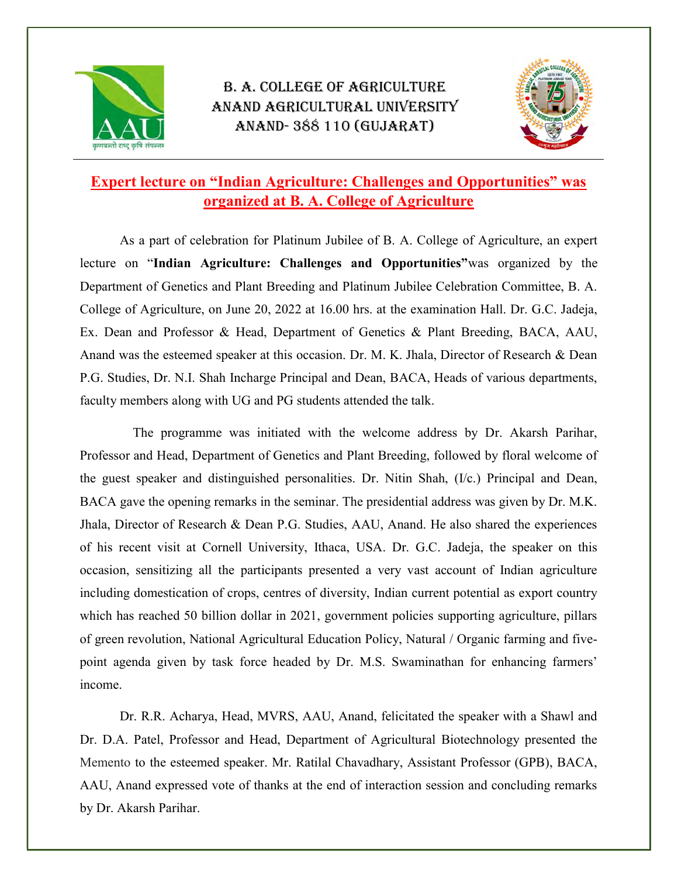# B. A. College of Agriculture
# Anand Agricultural University
# Anand- 388 110 (Gujarat)

## Expert lecture on "Indian Agriculture: Challenges and Opportunities" was organized at B. A. College of Agriculture

As a part of celebration for Platinum Jubilee of B. A. College of Agriculture, an expert lecture on "**Indian Agriculture: Challenges and Opportunities"**was organized by the Department of Genetics and Plant Breeding and Platinum Jubilee Celebration Committee, B. A. College of Agriculture, on June 20, 2022 at 16.00 hrs. at the examination Hall. Dr. G.C. Jadeja, Ex. Dean and Professor & Head, Department of Genetics & Plant Breeding, BACA, AAU, Anand was the esteemed speaker at this occasion. Dr. M. K. Jhala, Director of Research & Dean P.G. Studies, Dr. N.I. Shah Incharge Principal and Dean, BACA, Heads of various departments, faculty members along with UG and PG students attended the talk.

The programme was initiated with the welcome address by Dr. Akarsh Parihar, Professor and Head, Department of Genetics and Plant Breeding, followed by floral welcome of the guest speaker and distinguished personalities. Dr. Nitin Shah, (I/c.) Principal and Dean, BACA gave the opening remarks in the seminar. The presidential address was given by Dr. M.K. Jhala, Director of Research & Dean P.G. Studies, AAU, Anand. He also shared the experiences of his recent visit at Cornell University, Ithaca, USA. Dr. G.C. Jadeja, the speaker on this occasion, sensitizing all the participants presented a very vast account of Indian agriculture including domestication of crops, centres of diversity, Indian current potential as export country which has reached 50 billion dollar in 2021, government policies supporting agriculture, pillars of green revolution, National Agricultural Education Policy, Natural / Organic farming and five-point agenda given by task force headed by Dr. M.S. Swaminathan for enhancing farmers' income.

Dr. R.R. Acharya, Head, MVRS, AAU, Anand, felicitated the speaker with a Shawl and Dr. D.A. Patel, Professor and Head, Department of Agricultural Biotechnology presented the Memento to the esteemed speaker. Mr. Ratilal Chavadhary, Assistant Professor (GPB), BACA, AAU, Anand expressed vote of thanks at the end of interaction session and concluding remarks by Dr. Akarsh Parihar.